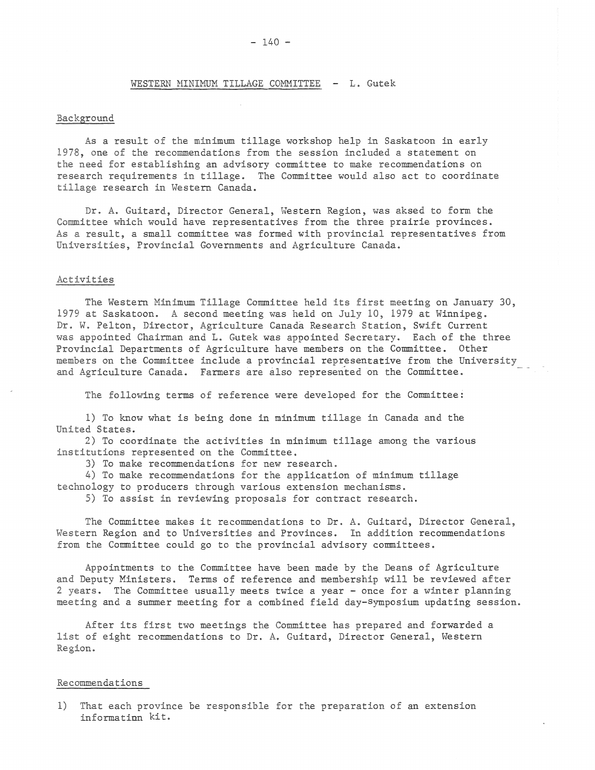## WESTERN MINIMUM TILLAGE COMMITTEE - L. Gutek

### Background

As a result of the minimum tillage workshop help in Saskatoon in early 1978, one of the recommendations from the session included a statement on the need for establishing an advisory committee to make recommendations on research requirements in tillage. The Committee would also act to coordinate tillage research in Western Canada.

Dr. A. Guitard, Director General, Western Region, was aksed to form the Committee which would have representatives from the three prairie provinces. As a result, a small committee was formed with provincial representatives from Universities, Provincial Governments and Agriculture Canada.

### Activities

The Western Minimum Tillage Committee held its first meeting on January 30, 1979 at Saskatoon. A second meeting was held on July 10, 1979 at Winnipeg. Dr. W. Pelton, Director, Agriculture Canada Research Station, Swift Current was appointed Chairman and L. Gutek was appointed Secretary. Each of the three Provincial Departments of Agriculture have members on the Committee. Other members on the Committee include a provincial representative from the University and Agriculture Canada. Farmers are also represented on the Committee.

The following terms of reference were developed for the Committee:

1) To know what is being done in minimum tillage in Canada and the United States.
2) To coordinate the activities in minimum tillage among the various institutions represented on the Committee.
3) To make recommendations for new research.
4) To make recommendations for the application of minimum tillage technology to producers through various extension mechanisms.
5) To assist in reviewing proposals for contract research.

The Committee makes it recommendations to Dr. A. Guitard, Director General, Western Region and to Universities and Provinces. In addition recommendations from the Committee could go to the provincial advisory committees.

Appointments to the Committee have been made by the Deans of Agriculture and Deputy Ministers. Terms of reference and membership will be reviewed after 2 years. The Committee usually meets twice a year - once for a winter planning meeting and a summer meeting for a combined field day-symposium updating session.

After its first two meetings the Committee has prepared and forwarded a list of eight recommendations to Dr. A. Guitard, Director General, Western Region.

### Recommendations

1) That each province be responsible for the preparation of an extension informatinn kit.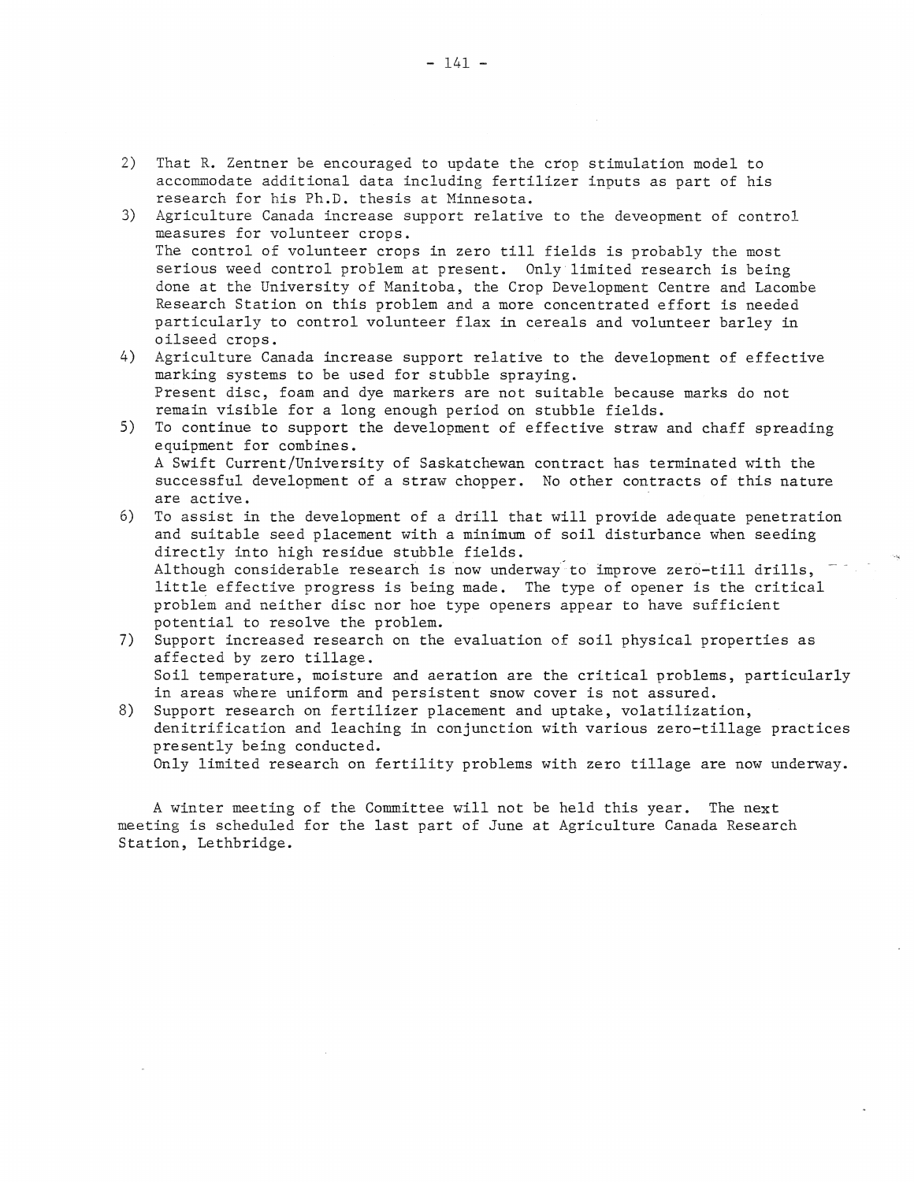2) That R. Zentner be encouraged to update the crop stimulation model to accommodate additional data including fertilizer inputs as part of his research for his Ph.D. thesis at Minnesota.
3) Agriculture Canada increase support relative to the deveopment of control measures for volunteer crops.
   The control of volunteer crops in zero till fields is probably the most serious weed control problem at present. Only limited research is being done at the University of Manitoba, the Crop Development Centre and Lacombe Research Station on this problem and a more concentrated effort is needed particularly to control volunteer flax in cereals and volunteer barley in oilseed crops.
4) Agriculture Canada increase support relative to the development of effective marking systems to be used for stubble spraying.
   Present disc, foam and dye markers are not suitable because marks do not remain visible for a long enough period on stubble fields.
5) To continue to support the development of effective straw and chaff spreading equipment for combines.
   A Swift Current/University of Saskatchewan contract has terminated with the successful development of a straw chopper. No other contracts of this nature are active.
6) To assist in the development of a drill that will provide adequate penetration and suitable seed placement with a minimum of soil disturbance when seeding directly into high residue stubble fields.
   Although considerable research is now underway to improve zero-till drills, little effective progress is being made. The type of opener is the critical problem and neither disc nor hoe type openers appear to have sufficient potential to resolve the problem.
7) Support increased research on the evaluation of soil physical properties as affected by zero tillage.
   Soil temperature, moisture and aeration are the critical problems, particularly in areas where uniform and persistent snow cover is not assured.
8) Support research on fertilizer placement and uptake, volatilization, denitrification and leaching in conjunction with various zero-tillage practices presently being conducted.
   Only limited research on fertility problems with zero tillage are now underway.

A winter meeting of the Committee will not be held this year. The next meeting is scheduled for the last part of June at Agriculture Canada Research Station, Lethbridge.